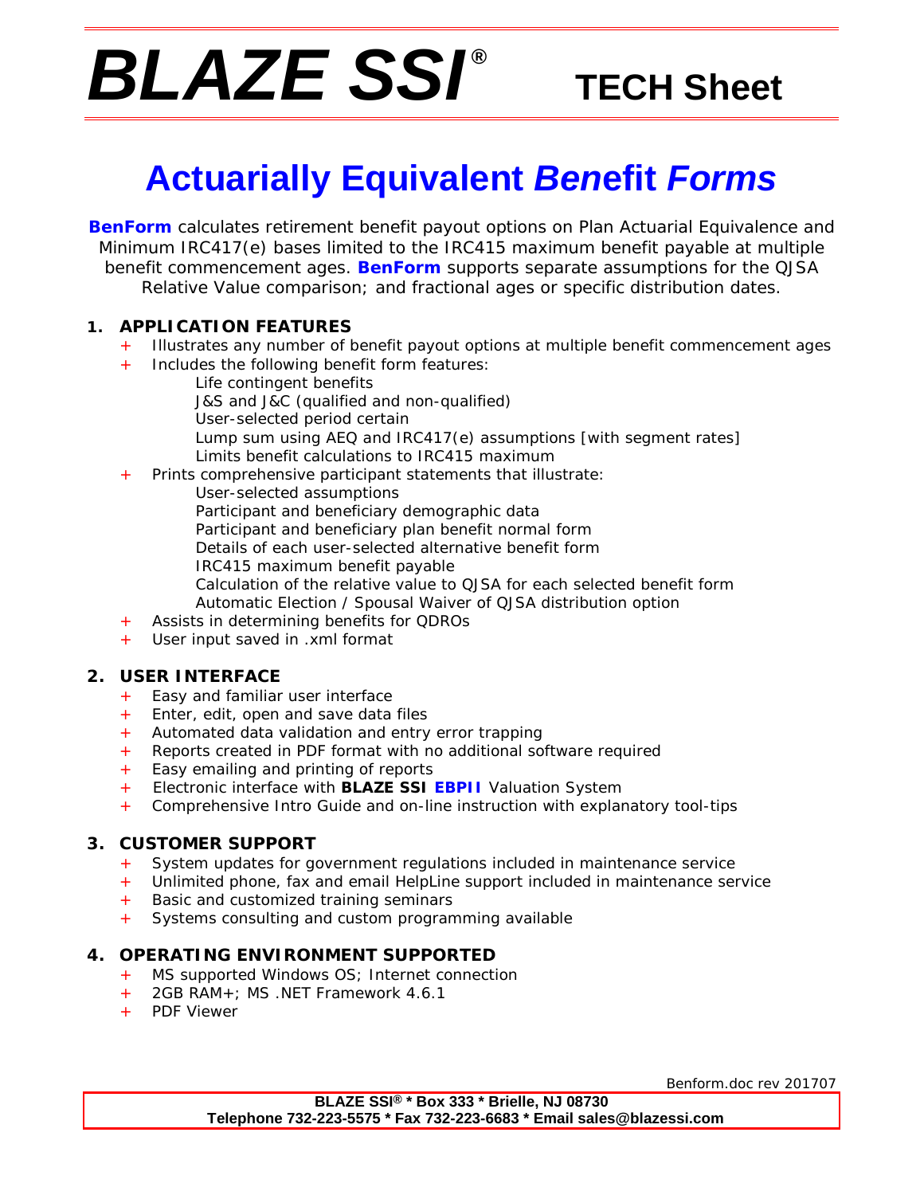# BLAZE SSI® TECH Sheet

# Actuarially Equivalent *Benefit Forms*

**BenForm** calculates retirement benefit payout options on Plan Actuarial Equivalence and Minimum IRC417(e) bases limited to the IRC415 maximum benefit payable at multiple benefit commencement ages. **BenForm** supports separate assumptions for the QJSA Relative Value comparison; and fractional ages or specific distribution dates.

## 1. APPLICATION FEATURES

- Illustrates any number of benefit payout options at multiple benefit commencement ages
- Includes the following benefit form features:
  - Life contingent benefits
  - J&S and J&C (qualified and non-qualified)
  - User-selected period certain
  - Lump sum using AEQ and IRC417(e) assumptions [with segment rates]
  - Limits benefit calculations to IRC415 maximum
- Prints comprehensive participant statements that illustrate:
  - User-selected assumptions
  - Participant and beneficiary demographic data
  - Participant and beneficiary plan benefit normal form
  - Details of each user-selected alternative benefit form
  - IRC415 maximum benefit payable
  - Calculation of the relative value to QJSA for each selected benefit form
  - Automatic Election / Spousal Waiver of QJSA distribution option
- Assists in determining benefits for QDROs
- User input saved in .xml format

## 2. USER INTERFACE

- Easy and familiar user interface
- Enter, edit, open and save data files
- Automated data validation and entry error trapping
- Reports created in PDF format with no additional software required
- Easy emailing and printing of reports
- Electronic interface with **BLAZE SSI EBPII** Valuation System
- Comprehensive Intro Guide and on-line instruction with explanatory tool-tips

## 3. CUSTOMER SUPPORT

- System updates for government regulations included in maintenance service
- Unlimited phone, fax and email HelpLine support included in maintenance service
- Basic and customized training seminars
- Systems consulting and custom programming available

## 4. OPERATING ENVIRONMENT SUPPORTED

- MS supported Windows OS; Internet connection
- 2GB RAM+; MS .NET Framework 4.6.1
- PDF Viewer

Benform.doc rev 201707

**BLAZE SSI® * Box 333 * Brielle, NJ 08730**
**Telephone 732-223-5575 * Fax 732-223-6683 * Email sales@blazessi.com**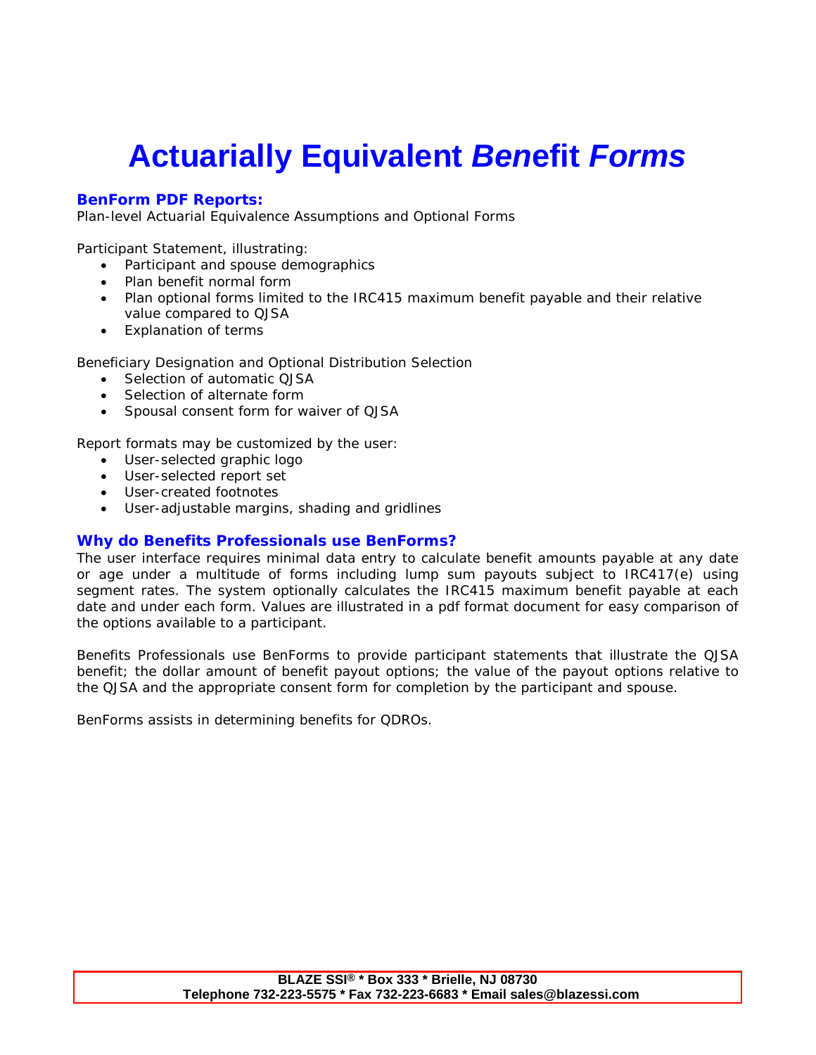# Actuarially Equivalent *Ben*efit *Forms*

### BenForm PDF Reports:

Plan-level Actuarial Equivalence Assumptions and Optional Forms

Participant Statement, illustrating:

- Participant and spouse demographics
- Plan benefit normal form
- Plan optional forms limited to the IRC415 maximum benefit payable and their relative value compared to QJSA
- Explanation of terms

Beneficiary Designation and Optional Distribution Selection

- Selection of automatic QJSA
- Selection of alternate form
- Spousal consent form for waiver of QJSA

Report formats may be customized by the user:

- User-selected graphic logo
- User-selected report set
- User-created footnotes
- User-adjustable margins, shading and gridlines

### Why do Benefits Professionals use BenForms?

The user interface requires minimal data entry to calculate benefit amounts payable at any date or age under a multitude of forms including lump sum payouts subject to IRC417(e) using segment rates. The system optionally calculates the IRC415 maximum benefit payable at each date and under each form. Values are illustrated in a pdf format document for easy comparison of the options available to a participant.

Benefits Professionals use BenForms to provide participant statements that illustrate the QJSA benefit; the dollar amount of benefit payout options; the value of the payout options relative to the QJSA and the appropriate consent form for completion by the participant and spouse.

BenForms assists in determining benefits for QDROs.

**BLAZE SSI® * Box 333 * Brielle, NJ 08730**
**Telephone 732-223-5575 * Fax 732-223-6683 * Email sales@blazessi.com**